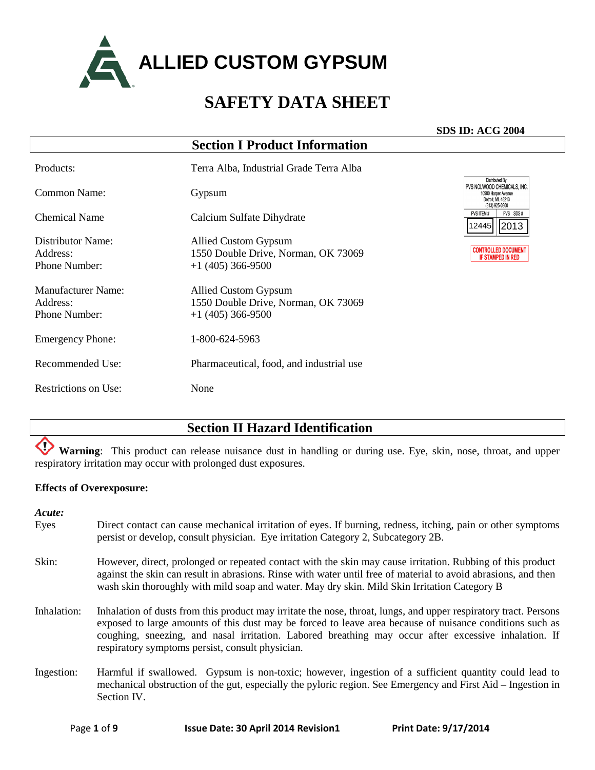# ALLIED CUSTOM GYPSUM

# SAFETY DATA SHEET

**SDS ID: ACG 2004**

## Section I Product Information

| | |
|---|---|
| Products: | Terra Alba, Industrial Grade Terra Alba |
| Common Name: | Gypsum |
| Chemical Name | Calcium Sulfate Dihydrate |
| Distributor Name:<br>Address:<br>Phone Number: | Allied Custom Gypsum<br>1550 Double Drive, Norman, OK 73069<br>+1 (405) 366-9500 |
| Manufacturer Name:<br>Address:<br>Phone Number: | Allied Custom Gypsum<br>1550 Double Drive, Norman, OK 73069<br>+1 (405) 366-9500 |
| Emergency Phone: | 1-800-624-5963 |
| Recommended Use: | Pharmaceutical, food, and industrial use |
| Restrictions on Use: | None |

Distributed By:
PVS NOLWOOD CHEMICALS, INC.
10900 Harper Avenue
Detroit, MI. 48213
(313) 925-0300

| PVS ITEM # | PVS SDS # |
|---|---|
| 12445 | 2013 |

CONTROLLED DOCUMENT IF STAMPED IN RED

## Section II Hazard Identification

**Warning**: This product can release nuisance dust in handling or during use. Eye, skin, nose, throat, and upper respiratory irritation may occur with prolonged dust exposures.

**Effects of Overexposure:**

***Acute:***

Eyes: Direct contact can cause mechanical irritation of eyes. If burning, redness, itching, pain or other symptoms persist or develop, consult physician. Eye irritation Category 2, Subcategory 2B.

Skin: However, direct, prolonged or repeated contact with the skin may cause irritation. Rubbing of this product against the skin can result in abrasions. Rinse with water until free of material to avoid abrasions, and then wash skin thoroughly with mild soap and water. May dry skin. Mild Skin Irritation Category B

Inhalation: Inhalation of dusts from this product may irritate the nose, throat, lungs, and upper respiratory tract. Persons exposed to large amounts of this dust may be forced to leave area because of nuisance conditions such as coughing, sneezing, and nasal irritation. Labored breathing may occur after excessive inhalation. If respiratory symptoms persist, consult physician.

Ingestion: Harmful if swallowed. Gypsum is non-toxic; however, ingestion of a sufficient quantity could lead to mechanical obstruction of the gut, especially the pyloric region. See Emergency and First Aid – Ingestion in Section IV.

Issue Date: 30 April 2014 Revision1 Print Date: 9/17/2014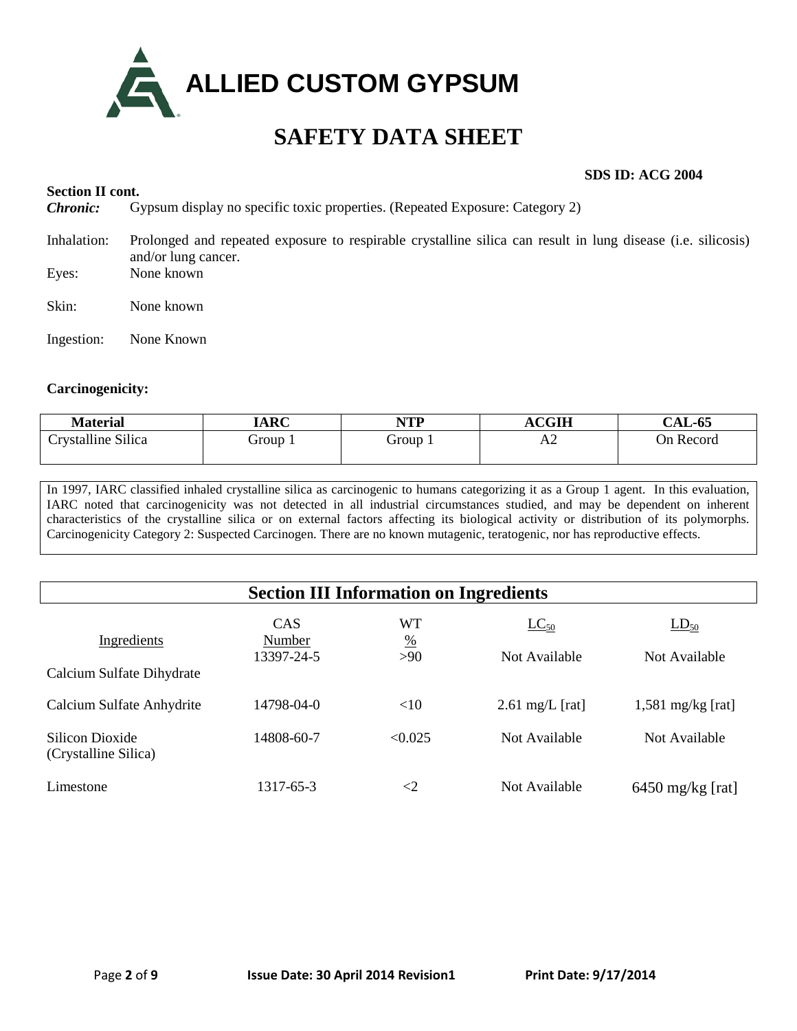# ALLIED CUSTOM GYPSUM

## SAFETY DATA SHEET

**SDS ID: ACG 2004**

**Section II cont.**

***Chronic:*** Gypsum display no specific toxic properties. (Repeated Exposure: Category 2)

Inhalation: Prolonged and repeated exposure to respirable crystalline silica can result in lung disease (i.e. silicosis) and/or lung cancer.

Eyes: None known

Skin: None known

Ingestion: None Known

**Carcinogenicity:**

| Material | IARC | NTP | ACGIH | CAL-65 |
|---|---|---|---|---|
| Crystalline Silica | Group 1 | Group 1 | A2 | On Record |

In 1997, IARC classified inhaled crystalline silica as carcinogenic to humans categorizing it as a Group 1 agent. In this evaluation, IARC noted that carcinogenicity was not detected in all industrial circumstances studied, and may be dependent on inherent characteristics of the crystalline silica or on external factors affecting its biological activity or distribution of its polymorphs. Carcinogenicity Category 2: Suspected Carcinogen. There are no known mutagenic, teratogenic, nor has reproductive effects.

## Section III Information on Ingredients

| Ingredients | CAS Number | WT % | $LC_{50}$ | $LD_{50}$ |
|---|---|---|---|---|
| Calcium Sulfate Dihydrate | 13397-24-5 | >90 | Not Available | Not Available |
| Calcium Sulfate Anhydrite | 14798-04-0 | <10 | 2.61 mg/L [rat] | 1,581 mg/kg [rat] |
| Silicon Dioxide (Crystalline Silica) | 14808-60-7 | <0.025 | Not Available | Not Available |
| Limestone | 1317-65-3 | <2 | Not Available | 6450 mg/kg [rat] |

Issue Date: 30 April 2014 Revision1 Print Date: 9/17/2014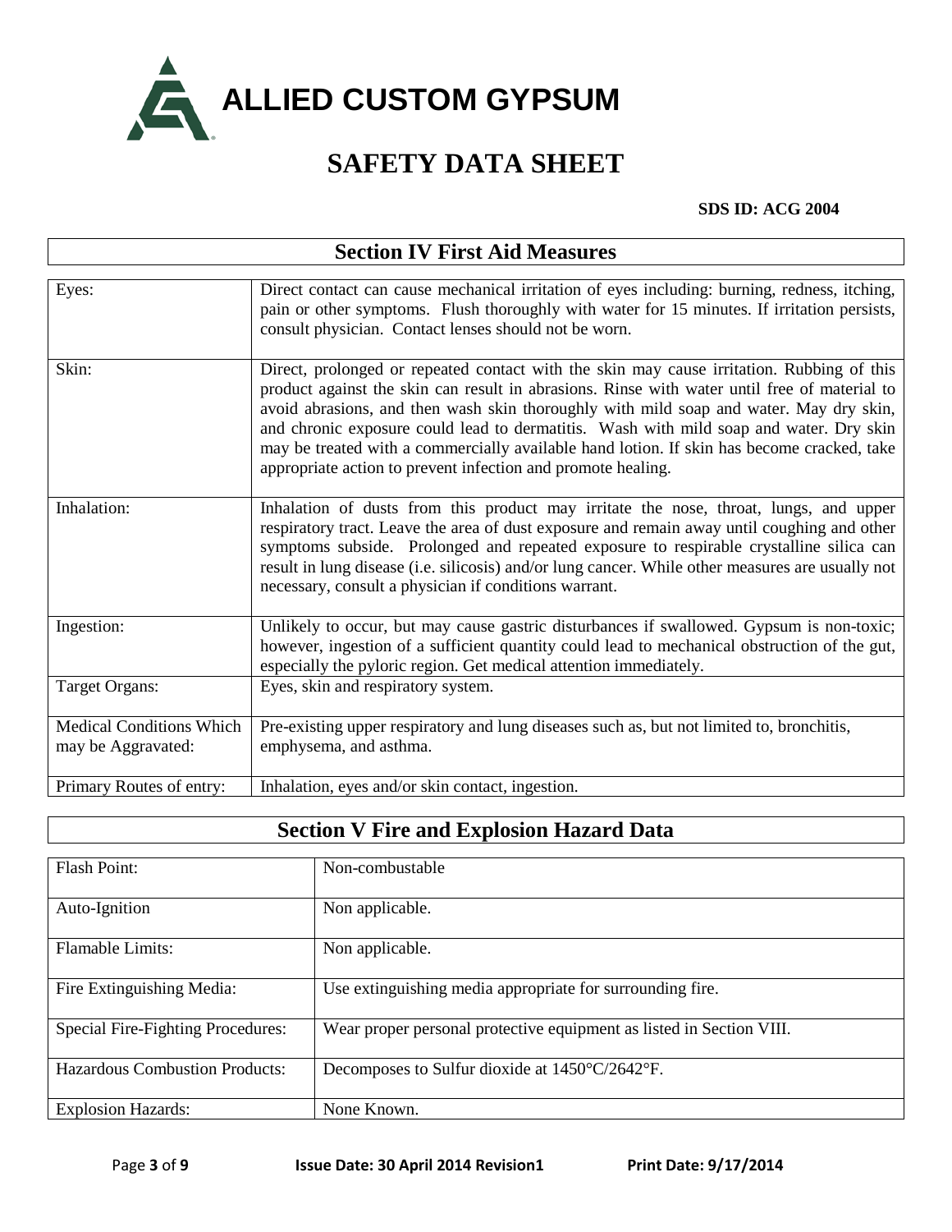# ALLIED CUSTOM GYPSUM

## SAFETY DATA SHEET

**SDS ID: ACG 2004**

## Section IV First Aid Measures

| | |
|---|---|
| Eyes: | Direct contact can cause mechanical irritation of eyes including: burning, redness, itching, pain or other symptoms. Flush thoroughly with water for 15 minutes. If irritation persists, consult physician. Contact lenses should not be worn. |
| Skin: | Direct, prolonged or repeated contact with the skin may cause irritation. Rubbing of this product against the skin can result in abrasions. Rinse with water until free of material to avoid abrasions, and then wash skin thoroughly with mild soap and water. May dry skin, and chronic exposure could lead to dermatitis. Wash with mild soap and water. Dry skin may be treated with a commercially available hand lotion. If skin has become cracked, take appropriate action to prevent infection and promote healing. |
| Inhalation: | Inhalation of dusts from this product may irritate the nose, throat, lungs, and upper respiratory tract. Leave the area of dust exposure and remain away until coughing and other symptoms subside. Prolonged and repeated exposure to respirable crystalline silica can result in lung disease (i.e. silicosis) and/or lung cancer. While other measures are usually not necessary, consult a physician if conditions warrant. |
| Ingestion: | Unlikely to occur, but may cause gastric disturbances if swallowed. Gypsum is non-toxic; however, ingestion of a sufficient quantity could lead to mechanical obstruction of the gut, especially the pyloric region. Get medical attention immediately. |
| Target Organs: | Eyes, skin and respiratory system. |
| Medical Conditions Which may be Aggravated: | Pre-existing upper respiratory and lung diseases such as, but not limited to, bronchitis, emphysema, and asthma. |
| Primary Routes of entry: | Inhalation, eyes and/or skin contact, ingestion. |

## Section V Fire and Explosion Hazard Data

| | |
|---|---|
| Flash Point: | Non-combustable |
| Auto-Ignition | Non applicable. |
| Flamable Limits: | Non applicable. |
| Fire Extinguishing Media: | Use extinguishing media appropriate for surrounding fire. |
| Special Fire-Fighting Procedures: | Wear proper personal protective equipment as listed in Section VIII. |
| Hazardous Combustion Products: | Decomposes to Sulfur dioxide at 1450°C/2642°F. |
| Explosion Hazards: | None Known. |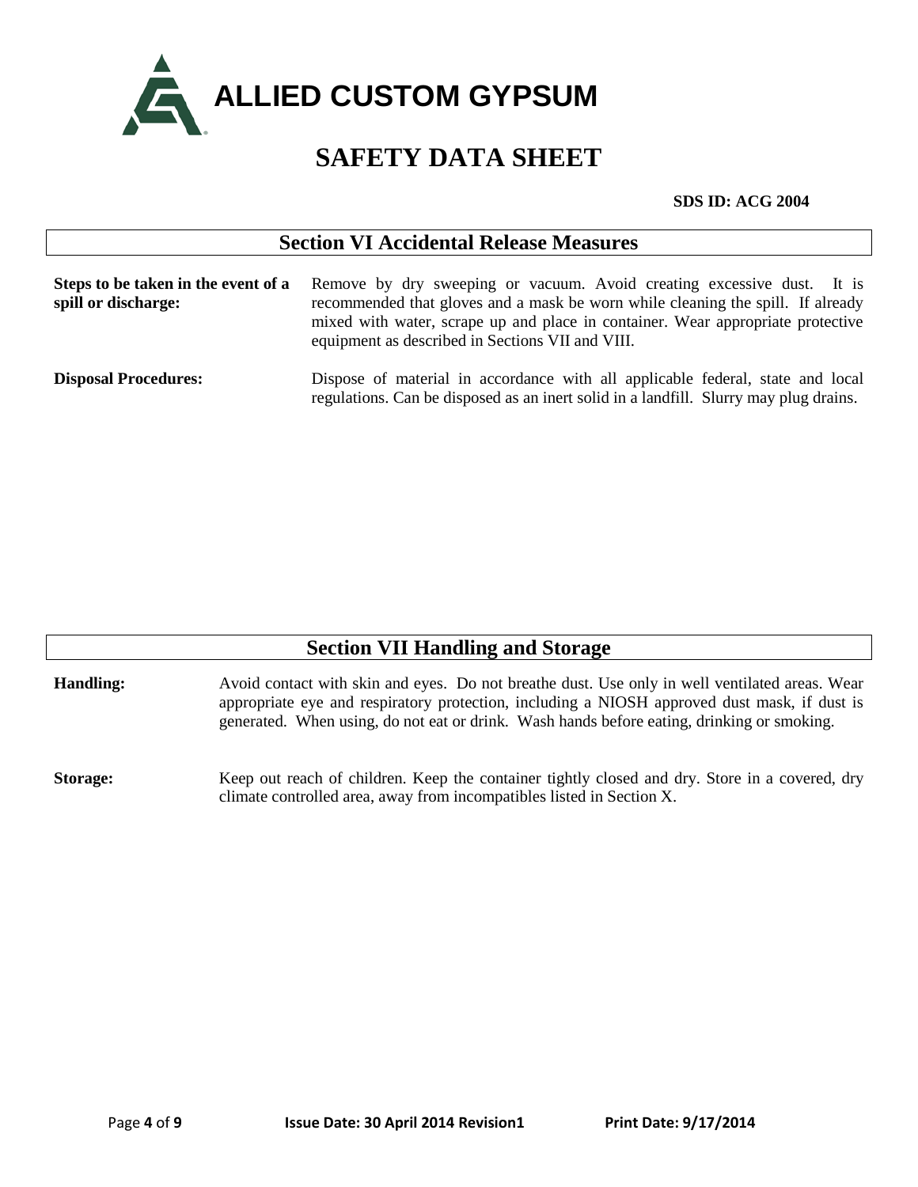ALLIED CUSTOM GYPSUM

# SAFETY DATA SHEET

**SDS ID: ACG 2004**

## Section VI Accidental Release Measures

**Steps to be taken in the event of a spill or discharge:** Remove by dry sweeping or vacuum. Avoid creating excessive dust. It is recommended that gloves and a mask be worn while cleaning the spill. If already mixed with water, scrape up and place in container. Wear appropriate protective equipment as described in Sections VII and VIII.

**Disposal Procedures:** Dispose of material in accordance with all applicable federal, state and local regulations. Can be disposed as an inert solid in a landfill. Slurry may plug drains.

## Section VII Handling and Storage

**Handling:** Avoid contact with skin and eyes. Do not breathe dust. Use only in well ventilated areas. Wear appropriate eye and respiratory protection, including a NIOSH approved dust mask, if dust is generated. When using, do not eat or drink. Wash hands before eating, drinking or smoking.

**Storage:** Keep out reach of children. Keep the container tightly closed and dry. Store in a covered, dry climate controlled area, away from incompatibles listed in Section X.

Issue Date: 30 April 2014 Revision1 Print Date: 9/17/2014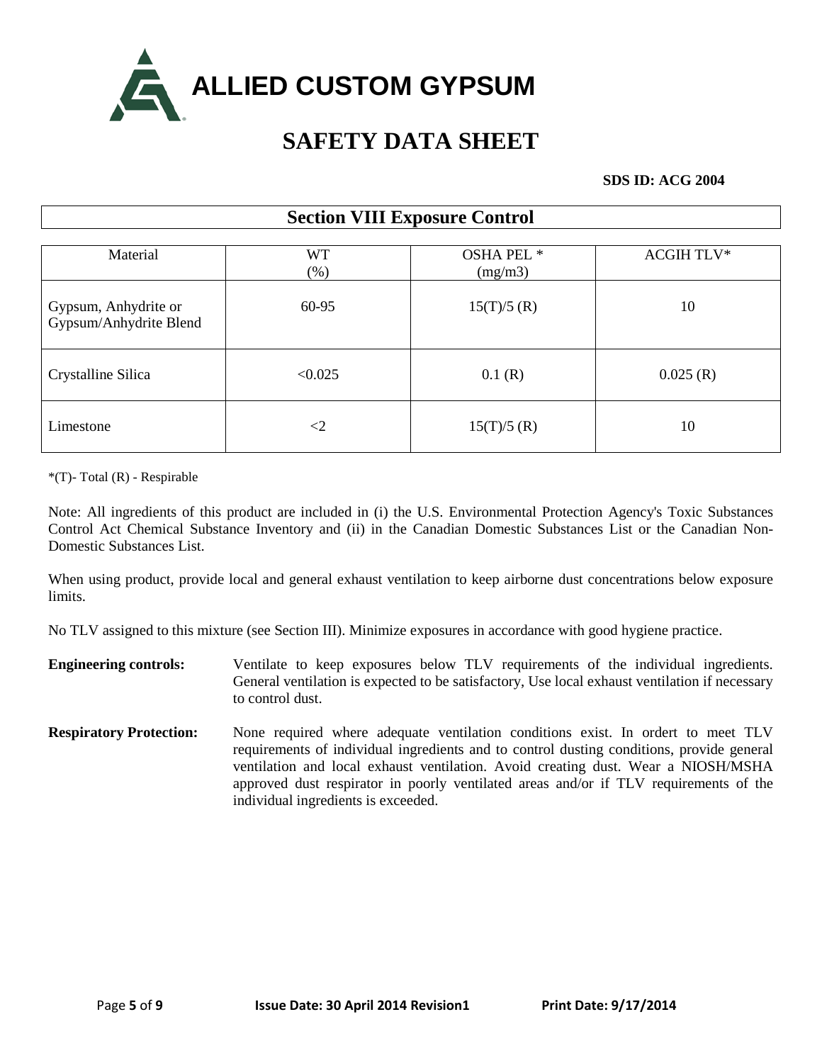# ALLIED CUSTOM GYPSUM

# SAFETY DATA SHEET

**SDS ID: ACG 2004**

## Section VIII Exposure Control

| Material | WT (%) | OSHA PEL * (mg/m3) | ACGIH TLV* |
|---|---|---|---|
| Gypsum, Anhydrite or Gypsum/Anhydrite Blend | 60-95 | 15(T)/5 (R) | 10 |
| Crystalline Silica | <0.025 | 0.1 (R) | 0.025 (R) |
| Limestone | <2 | 15(T)/5 (R) | 10 |

*(T)- Total (R) - Respirable

Note: All ingredients of this product are included in (i) the U.S. Environmental Protection Agency's Toxic Substances Control Act Chemical Substance Inventory and (ii) in the Canadian Domestic Substances List or the Canadian Non-Domestic Substances List.

When using product, provide local and general exhaust ventilation to keep airborne dust concentrations below exposure limits.

No TLV assigned to this mixture (see Section III). Minimize exposures in accordance with good hygiene practice.

**Engineering controls:** Ventilate to keep exposures below TLV requirements of the individual ingredients. General ventilation is expected to be satisfactory, Use local exhaust ventilation if necessary to control dust.

**Respiratory Protection:** None required where adequate ventilation conditions exist. In ordert to meet TLV requirements of individual ingredients and to control dusting conditions, provide general ventilation and local exhaust ventilation. Avoid creating dust. Wear a NIOSH/MSHA approved dust respirator in poorly ventilated areas and/or if TLV requirements of the individual ingredients is exceeded.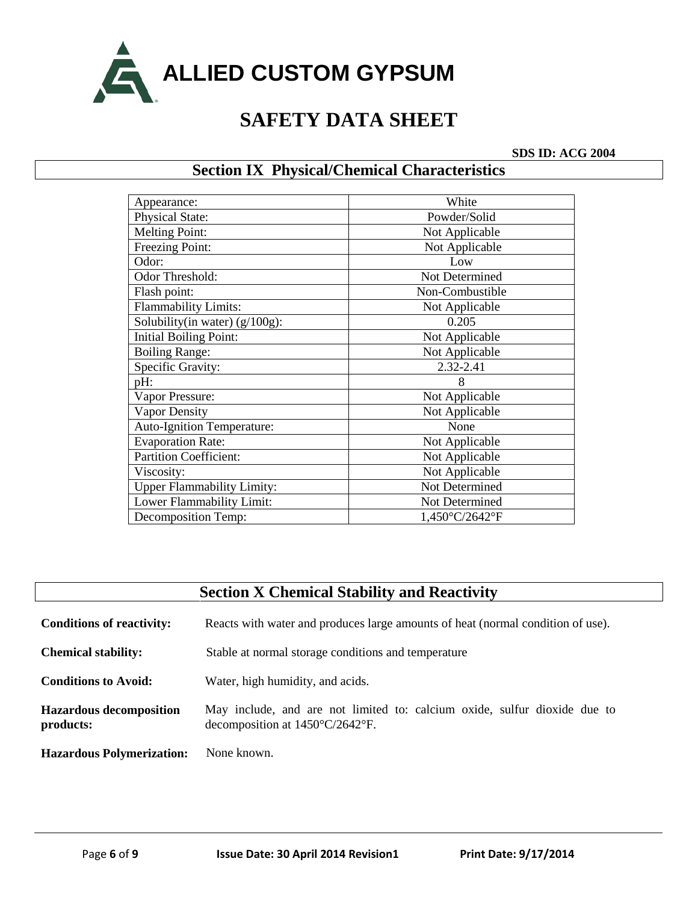**ALLIED CUSTOM GYPSUM**

# SAFETY DATA SHEET

**SDS ID: ACG 2004**

## Section IX Physical/Chemical Characteristics

| | |
|---|---|
| Appearance: | White |
| Physical State: | Powder/Solid |
| Melting Point: | Not Applicable |
| Freezing Point: | Not Applicable |
| Odor: | Low |
| Odor Threshold: | Not Determined |
| Flash point: | Non-Combustible |
| Flammability Limits: | Not Applicable |
| Solubility(in water) (g/100g): | 0.205 |
| Initial Boiling Point: | Not Applicable |
| Boiling Range: | Not Applicable |
| Specific Gravity: | 2.32-2.41 |
| pH: | 8 |
| Vapor Pressure: | Not Applicable |
| Vapor Density | Not Applicable |
| Auto-Ignition Temperature: | None |
| Evaporation Rate: | Not Applicable |
| Partition Coefficient: | Not Applicable |
| Viscosity: | Not Applicable |
| Upper Flammability Limity: | Not Determined |
| Lower Flammability Limit: | Not Determined |
| Decomposition Temp: | 1,450°C/2642°F |

## Section X Chemical Stability and Reactivity

**Conditions of reactivity:** Reacts with water and produces large amounts of heat (normal condition of use).

**Chemical stability:** Stable at normal storage conditions and temperature

**Conditions to Avoid:** Water, high humidity, and acids.

**Hazardous decomposition products:** May include, and are not limited to: calcium oxide, sulfur dioxide due to decomposition at 1450°C/2642°F.

**Hazardous Polymerization:** None known.

**Issue Date: 30 April 2014 Revision1** **Print Date: 9/17/2014**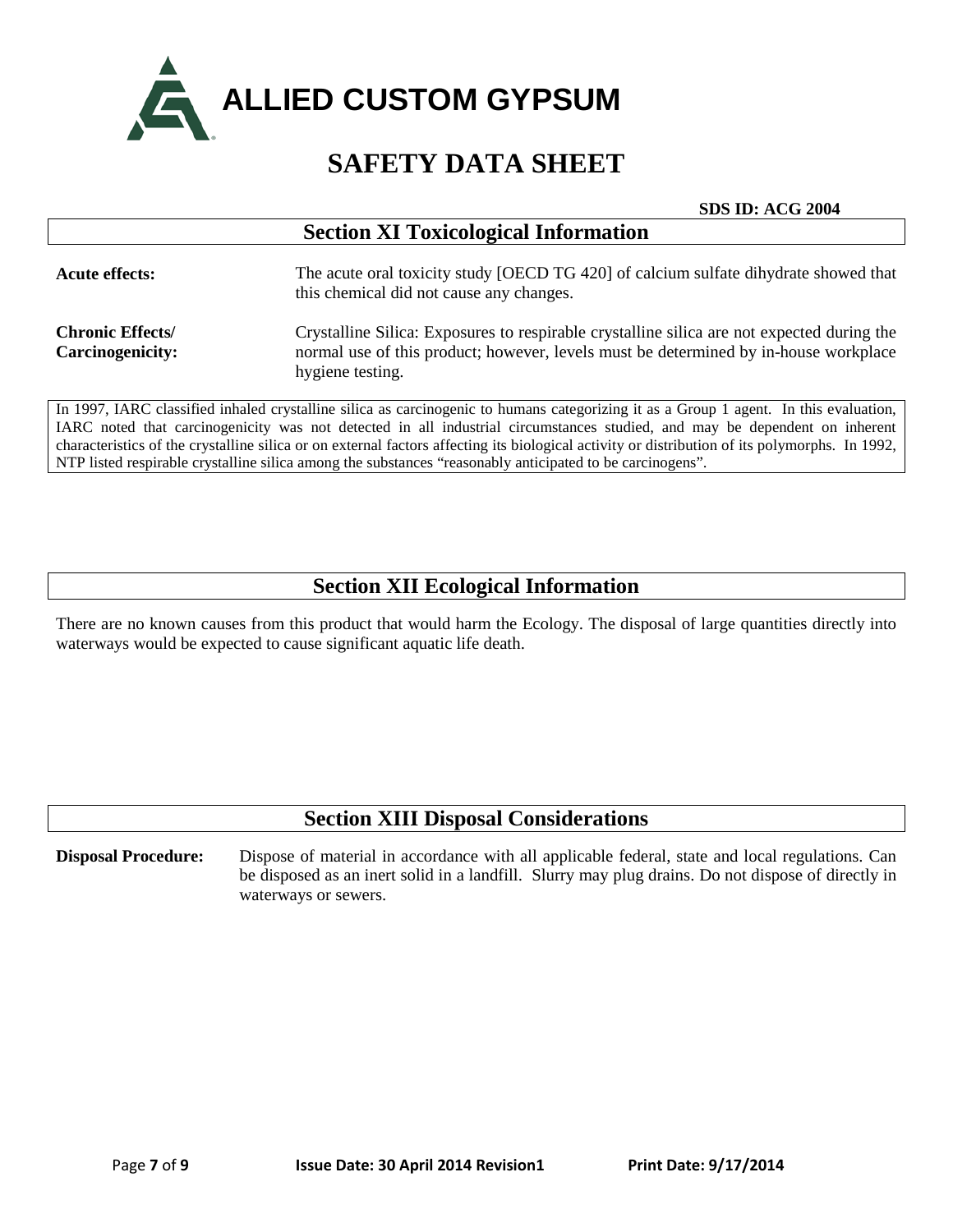# ALLIED CUSTOM GYPSUM

## SAFETY DATA SHEET

**SDS ID: ACG 2004**

## Section XI Toxicological Information

**Acute effects:** The acute oral toxicity study [OECD TG 420] of calcium sulfate dihydrate showed that this chemical did not cause any changes.

**Chronic Effects/ Carcinogenicity:** Crystalline Silica: Exposures to respirable crystalline silica are not expected during the normal use of this product; however, levels must be determined by in-house workplace hygiene testing.

In 1997, IARC classified inhaled crystalline silica as carcinogenic to humans categorizing it as a Group 1 agent. In this evaluation, IARC noted that carcinogenicity was not detected in all industrial circumstances studied, and may be dependent on inherent characteristics of the crystalline silica or on external factors affecting its biological activity or distribution of its polymorphs. In 1992, NTP listed respirable crystalline silica among the substances “reasonably anticipated to be carcinogens”.

## Section XII Ecological Information

There are no known causes from this product that would harm the Ecology. The disposal of large quantities directly into waterways would be expected to cause significant aquatic life death.

## Section XIII Disposal Considerations

**Disposal Procedure:** Dispose of material in accordance with all applicable federal, state and local regulations. Can be disposed as an inert solid in a landfill. Slurry may plug drains. Do not dispose of directly in waterways or sewers.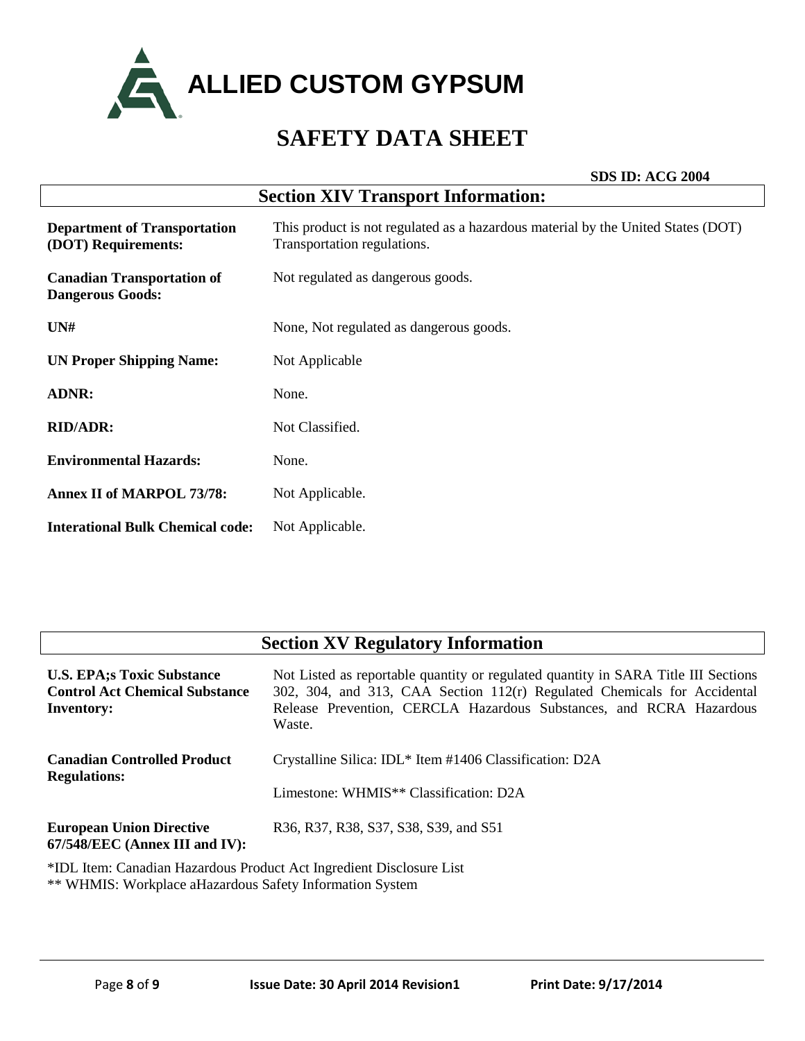# ALLIED CUSTOM GYPSUM

# SAFETY DATA SHEET

**SDS ID: ACG 2004**

## Section XIV Transport Information:

| | |
|---|---|
| **Department of Transportation (DOT) Requirements:** | This product is not regulated as a hazardous material by the United States (DOT) Transportation regulations. |
| **Canadian Transportation of Dangerous Goods:** | Not regulated as dangerous goods. |
| **UN#** | None, Not regulated as dangerous goods. |
| **UN Proper Shipping Name:** | Not Applicable |
| **ADNR:** | None. |
| **RID/ADR:** | Not Classified. |
| **Environmental Hazards:** | None. |
| **Annex II of MARPOL 73/78:** | Not Applicable. |
| **Interational Bulk Chemical code:** | Not Applicable. |

## Section XV Regulatory Information

| | |
|---|---|
| **U.S. EPA;s Toxic Substance Control Act Chemical Substance Inventory:** | Not Listed as reportable quantity or regulated quantity in SARA Title III Sections 302, 304, and 313, CAA Section 112(r) Regulated Chemicals for Accidental Release Prevention, CERCLA Hazardous Substances, and RCRA Hazardous Waste. |
| **Canadian Controlled Product Regulations:** | Crystalline Silica: IDL* Item #1406 Classification: D2A<br><br>Limestone: WHMIS** Classification: D2A |
| **European Union Directive 67/548/EEC (Annex III and IV):** | R36, R37, R38, S37, S38, S39, and S51 |

*IDL Item: Canadian Hazardous Product Act Ingredient Disclosure List
** WHMIS: Workplace aHazardous Safety Information System

Issue Date: 30 April 2014 Revision1 Print Date: 9/17/2014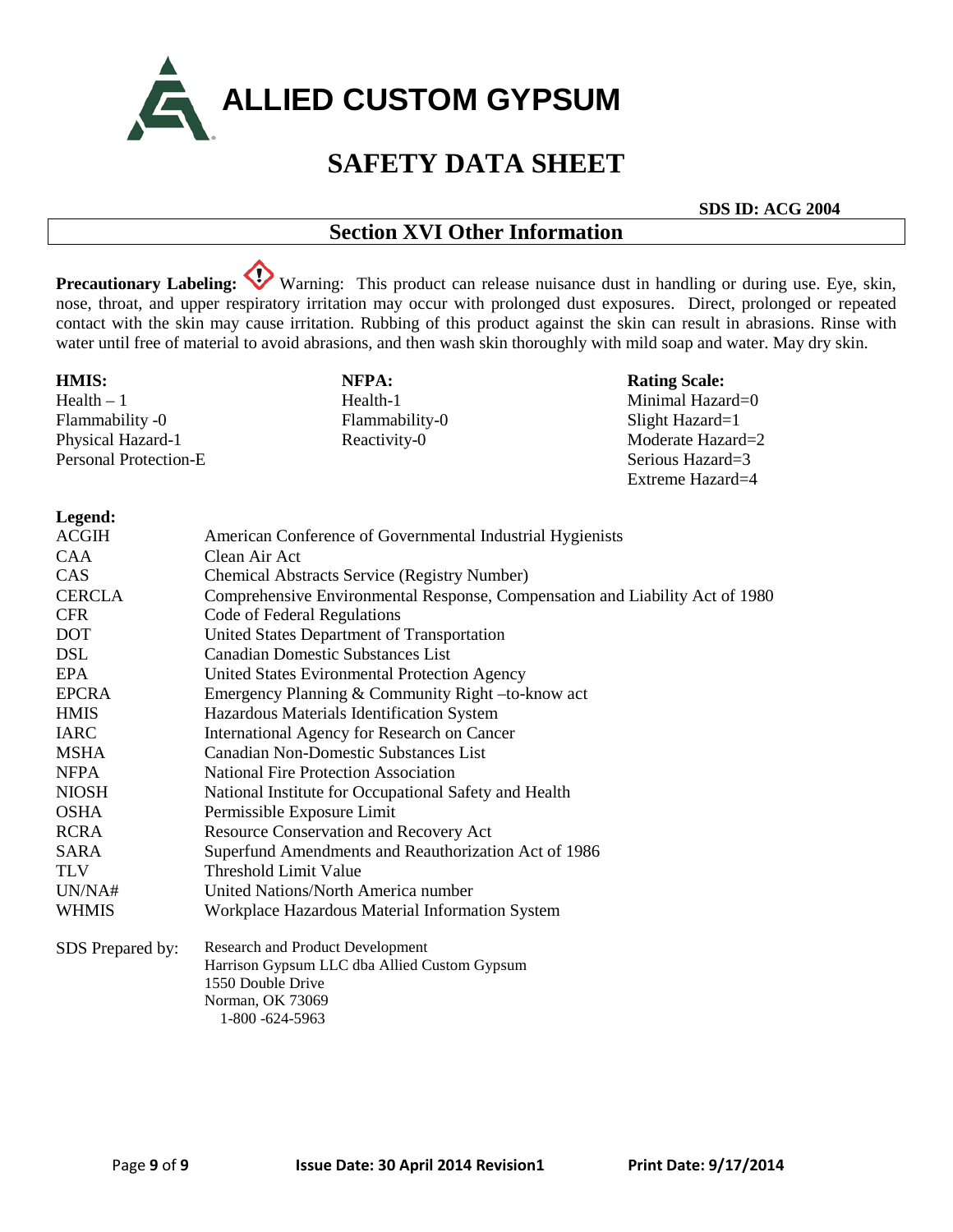# ALLIED CUSTOM GYPSUM

# SAFETY DATA SHEET

**SDS ID: ACG 2004**

## Section XVI Other Information

**Precautionary Labeling:** Warning: This product can release nuisance dust in handling or during use. Eye, skin, nose, throat, and upper respiratory irritation may occur with prolonged dust exposures. Direct, prolonged or repeated contact with the skin may cause irritation. Rubbing of this product against the skin can result in abrasions. Rinse with water until free of material to avoid abrasions, and then wash skin thoroughly with mild soap and water. May dry skin.

| **HMIS:** | **NFPA:** | **Rating Scale:** |
|---|---|---|
| Health – 1 | Health-1 | Minimal Hazard=0 |
| Flammability -0 | Flammability-0 | Slight Hazard=1 |
| Physical Hazard-1 | Reactivity-0 | Moderate Hazard=2 |
| Personal Protection-E | | Serious Hazard=3 |
| | | Extreme Hazard=4 |

**Legend:**

| | |
|---|---|
| ACGIH | American Conference of Governmental Industrial Hygienists |
| CAA | Clean Air Act |
| CAS | Chemical Abstracts Service (Registry Number) |
| CERCLA | Comprehensive Environmental Response, Compensation and Liability Act of 1980 |
| CFR | Code of Federal Regulations |
| DOT | United States Department of Transportation |
| DSL | Canadian Domestic Substances List |
| EPA | United States Evironmental Protection Agency |
| EPCRA | Emergency Planning & Community Right –to-know act |
| HMIS | Hazardous Materials Identification System |
| IARC | International Agency for Research on Cancer |
| MSHA | Canadian Non-Domestic Substances List |
| NFPA | National Fire Protection Association |
| NIOSH | National Institute for Occupational Safety and Health |
| OSHA | Permissible Exposure Limit |
| RCRA | Resource Conservation and Recovery Act |
| SARA | Superfund Amendments and Reauthorization Act of 1986 |
| TLV | Threshold Limit Value |
| UN/NA# | United Nations/North America number |
| WHMIS | Workplace Hazardous Material Information System |

SDS Prepared by:

Research and Product Development
Harrison Gypsum LLC dba Allied Custom Gypsum
1550 Double Drive
Norman, OK 73069
1-800 -624-5963

Issue Date: 30 April 2014 Revision1    Print Date: 9/17/2014